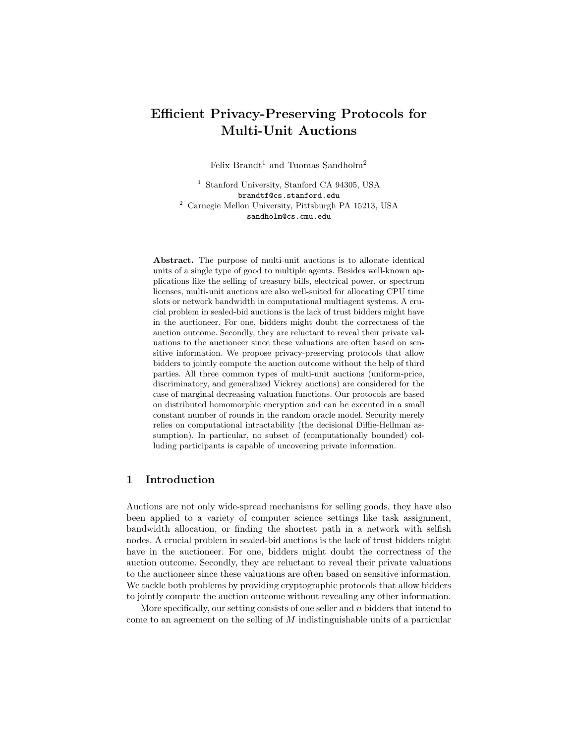# Efficient Privacy-Preserving Protocols for Multi-Unit Auctions

Felix Brandt[1] and Tuomas Sandholm[2]

[1] Stanford University, Stanford CA 94305, USA
brandtf@cs.stanford.edu

[2] Carnegie Mellon University, Pittsburgh PA 15213, USA
sandholm@cs.cmu.edu

**Abstract.** The purpose of multi-unit auctions is to allocate identical units of a single type of good to multiple agents. Besides well-known applications like the selling of treasury bills, electrical power, or spectrum licenses, multi-unit auctions are also well-suited for allocating CPU time slots or network bandwidth in computational multiagent systems. A crucial problem in sealed-bid auctions is the lack of trust bidders might have in the auctioneer. For one, bidders might doubt the correctness of the auction outcome. Secondly, they are reluctant to reveal their private valuations to the auctioneer since these valuations are often based on sensitive information. We propose privacy-preserving protocols that allow bidders to jointly compute the auction outcome without the help of third parties. All three common types of multi-unit auctions (uniform-price, discriminatory, and generalized Vickrey auctions) are considered for the case of marginal decreasing valuation functions. Our protocols are based on distributed homomorphic encryption and can be executed in a small constant number of rounds in the random oracle model. Security merely relies on computational intractability (the decisional Diffie-Hellman assumption). In particular, no subset of (computationally bounded) colluding participants is capable of uncovering private information.

## 1 Introduction

Auctions are not only wide-spread mechanisms for selling goods, they have also been applied to a variety of computer science settings like task assignment, bandwidth allocation, or finding the shortest path in a network with selfish nodes. A crucial problem in sealed-bid auctions is the lack of trust bidders might have in the auctioneer. For one, bidders might doubt the correctness of the auction outcome. Secondly, they are reluctant to reveal their private valuations to the auctioneer since these valuations are often based on sensitive information. We tackle both problems by providing cryptographic protocols that allow bidders to jointly compute the auction outcome without revealing any other information.

More specifically, our setting consists of one seller and $n$ bidders that intend to come to an agreement on the selling of $M$ indistinguishable units of a particular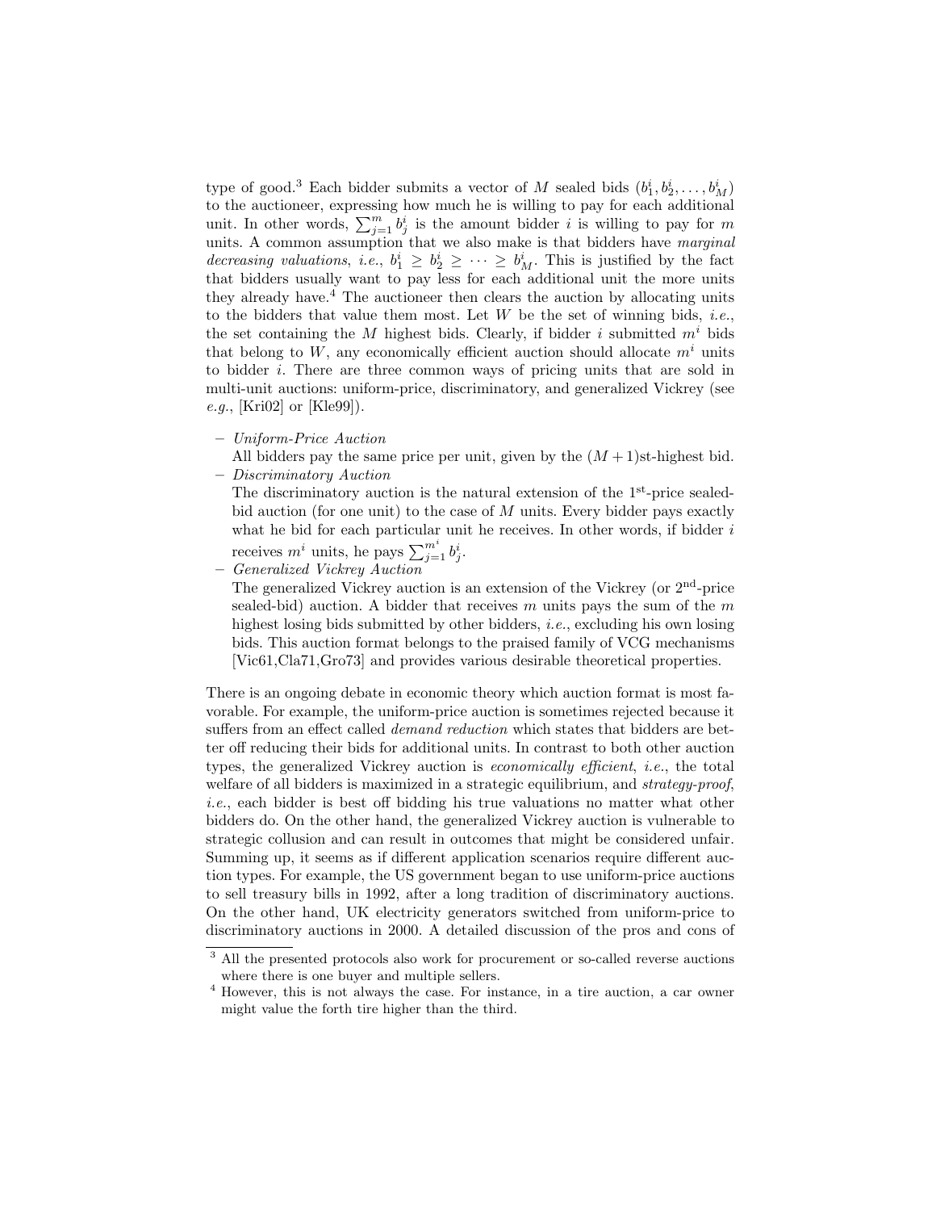type of good.[3] Each bidder submits a vector of $M$ sealed bids $(b_1^i, b_2^i, \ldots, b_M^i)$ to the auctioneer, expressing how much he is willing to pay for each additional unit. In other words, $\sum_{j=1}^{m} b_j^i$ is the amount bidder $i$ is willing to pay for $m$ units. A common assumption that we also make is that bidders have *marginal decreasing valuations*, *i.e.*, $b_1^i \geq b_2^i \geq \cdots \geq b_M^i$. This is justified by the fact that bidders usually want to pay less for each additional unit the more units they already have.[4] The auctioneer then clears the auction by allocating units to the bidders that value them most. Let $W$ be the set of winning bids, *i.e.*, the set containing the $M$ highest bids. Clearly, if bidder $i$ submitted $m^i$ bids that belong to $W$, any economically efficient auction should allocate $m^i$ units to bidder $i$. There are three common ways of pricing units that are sold in multi-unit auctions: uniform-price, discriminatory, and generalized Vickrey (see *e.g.*, [Kri02] or [Kle99]).

- *Uniform-Price Auction*
  All bidders pay the same price per unit, given by the $(M+1)$st-highest bid.
- *Discriminatory Auction*
  The discriminatory auction is the natural extension of the 1st-price sealed-bid auction (for one unit) to the case of $M$ units. Every bidder pays exactly what he bid for each particular unit he receives. In other words, if bidder $i$ receives $m^i$ units, he pays $\sum_{j=1}^{m^i} b_j^i$.
- *Generalized Vickrey Auction*
  The generalized Vickrey auction is an extension of the Vickrey (or 2nd-price sealed-bid) auction. A bidder that receives $m$ units pays the sum of the $m$ highest losing bids submitted by other bidders, *i.e.*, excluding his own losing bids. This auction format belongs to the praised family of VCG mechanisms [Vic61,Cla71,Gro73] and provides various desirable theoretical properties.

There is an ongoing debate in economic theory which auction format is most favorable. For example, the uniform-price auction is sometimes rejected because it suffers from an effect called *demand reduction* which states that bidders are better off reducing their bids for additional units. In contrast to both other auction types, the generalized Vickrey auction is *economically efficient*, *i.e.*, the total welfare of all bidders is maximized in a strategic equilibrium, and *strategy-proof*, *i.e.*, each bidder is best off bidding his true valuations no matter what other bidders do. On the other hand, the generalized Vickrey auction is vulnerable to strategic collusion and can result in outcomes that might be considered unfair. Summing up, it seems as if different application scenarios require different auction types. For example, the US government began to use uniform-price auctions to sell treasury bills in 1992, after a long tradition of discriminatory auctions. On the other hand, UK electricity generators switched from uniform-price to discriminatory auctions in 2000. A detailed discussion of the pros and cons of

[3] All the presented protocols also work for procurement or so-called reverse auctions where there is one buyer and multiple sellers.

[4] However, this is not always the case. For instance, in a tire auction, a car owner might value the forth tire higher than the third.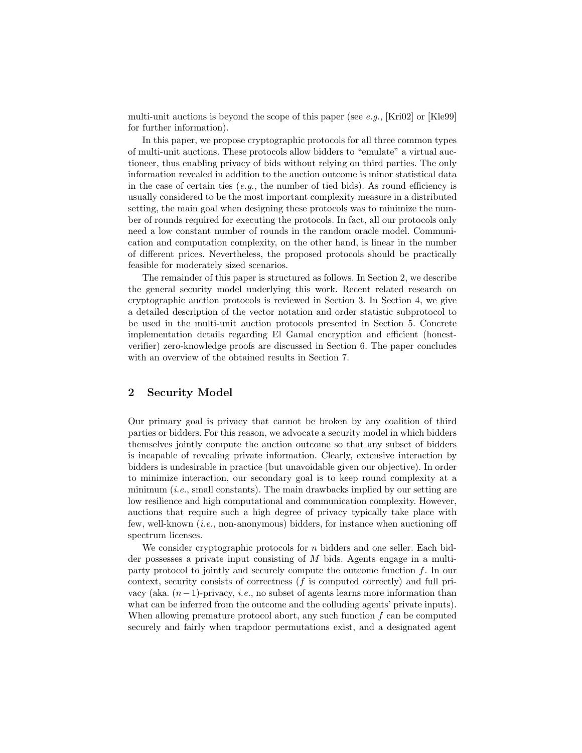multi-unit auctions is beyond the scope of this paper (see *e.g.*, [Kri02] or [Kle99] for further information).

In this paper, we propose cryptographic protocols for all three common types of multi-unit auctions. These protocols allow bidders to "emulate" a virtual auctioneer, thus enabling privacy of bids without relying on third parties. The only information revealed in addition to the auction outcome is minor statistical data in the case of certain ties (*e.g.*, the number of tied bids). As round efficiency is usually considered to be the most important complexity measure in a distributed setting, the main goal when designing these protocols was to minimize the number of rounds required for executing the protocols. In fact, all our protocols only need a low constant number of rounds in the random oracle model. Communication and computation complexity, on the other hand, is linear in the number of different prices. Nevertheless, the proposed protocols should be practically feasible for moderately sized scenarios.

The remainder of this paper is structured as follows. In Section 2, we describe the general security model underlying this work. Recent related research on cryptographic auction protocols is reviewed in Section 3. In Section 4, we give a detailed description of the vector notation and order statistic subprotocol to be used in the multi-unit auction protocols presented in Section 5. Concrete implementation details regarding El Gamal encryption and efficient (honest-verifier) zero-knowledge proofs are discussed in Section 6. The paper concludes with an overview of the obtained results in Section 7.

## 2 Security Model

Our primary goal is privacy that cannot be broken by any coalition of third parties or bidders. For this reason, we advocate a security model in which bidders themselves jointly compute the auction outcome so that any subset of bidders is incapable of revealing private information. Clearly, extensive interaction by bidders is undesirable in practice (but unavoidable given our objective). In order to minimize interaction, our secondary goal is to keep round complexity at a minimum (*i.e.*, small constants). The main drawbacks implied by our setting are low resilience and high computational and communication complexity. However, auctions that require such a high degree of privacy typically take place with few, well-known (*i.e.*, non-anonymous) bidders, for instance when auctioning off spectrum licenses.

We consider cryptographic protocols for $n$ bidders and one seller. Each bidder possesses a private input consisting of $M$ bids. Agents engage in a multiparty protocol to jointly and securely compute the outcome function $f$. In our context, security consists of correctness ($f$ is computed correctly) and full privacy (aka. $(n-1)$-privacy, *i.e.*, no subset of agents learns more information than what can be inferred from the outcome and the colluding agents' private inputs). When allowing premature protocol abort, any such function $f$ can be computed securely and fairly when trapdoor permutations exist, and a designated agent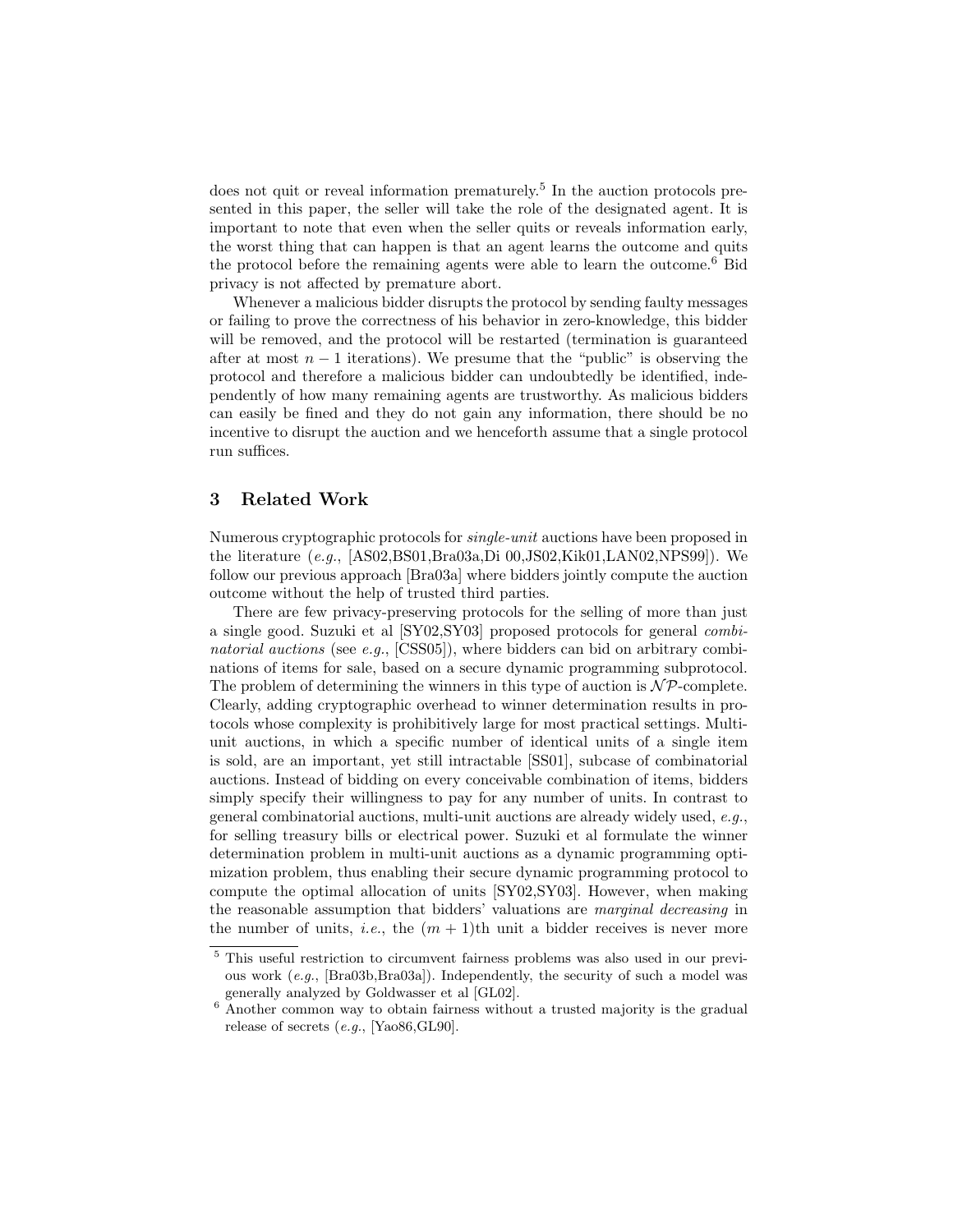does not quit or reveal information prematurely.[5] In the auction protocols presented in this paper, the seller will take the role of the designated agent. It is important to note that even when the seller quits or reveals information early, the worst thing that can happen is that an agent learns the outcome and quits the protocol before the remaining agents were able to learn the outcome.[6] Bid privacy is not affected by premature abort.

Whenever a malicious bidder disrupts the protocol by sending faulty messages or failing to prove the correctness of his behavior in zero-knowledge, this bidder will be removed, and the protocol will be restarted (termination is guaranteed after at most $n-1$ iterations). We presume that the "public" is observing the protocol and therefore a malicious bidder can undoubtedly be identified, independently of how many remaining agents are trustworthy. As malicious bidders can easily be fined and they do not gain any information, there should be no incentive to disrupt the auction and we henceforth assume that a single protocol run suffices.

## 3 Related Work

Numerous cryptographic protocols for *single-unit* auctions have been proposed in the literature (*e.g.*, [AS02,BS01,Bra03a,Di 00,JS02,Kik01,LAN02,NPS99]). We follow our previous approach [Bra03a] where bidders jointly compute the auction outcome without the help of trusted third parties.

There are few privacy-preserving protocols for the selling of more than just a single good. Suzuki et al [SY02,SY03] proposed protocols for general *combinatorial auctions* (see *e.g.*, [CSS05]), where bidders can bid on arbitrary combinations of items for sale, based on a secure dynamic programming subprotocol. The problem of determining the winners in this type of auction is $\mathcal{NP}$-complete. Clearly, adding cryptographic overhead to winner determination results in protocols whose complexity is prohibitively large for most practical settings. Multi-unit auctions, in which a specific number of identical units of a single item is sold, are an important, yet still intractable [SS01], subcase of combinatorial auctions. Instead of bidding on every conceivable combination of items, bidders simply specify their willingness to pay for any number of units. In contrast to general combinatorial auctions, multi-unit auctions are already widely used, *e.g.*, for selling treasury bills or electrical power. Suzuki et al formulate the winner determination problem in multi-unit auctions as a dynamic programming optimization problem, thus enabling their secure dynamic programming protocol to compute the optimal allocation of units [SY02,SY03]. However, when making the reasonable assumption that bidders' valuations are *marginal decreasing* in the number of units, *i.e.*, the $(m+1)$th unit a bidder receives is never more

[5] This useful restriction to circumvent fairness problems was also used in our previous work (*e.g.*, [Bra03b,Bra03a]). Independently, the security of such a model was generally analyzed by Goldwasser et al [GL02].

[6] Another common way to obtain fairness without a trusted majority is the gradual release of secrets (*e.g.*, [Yao86,GL90].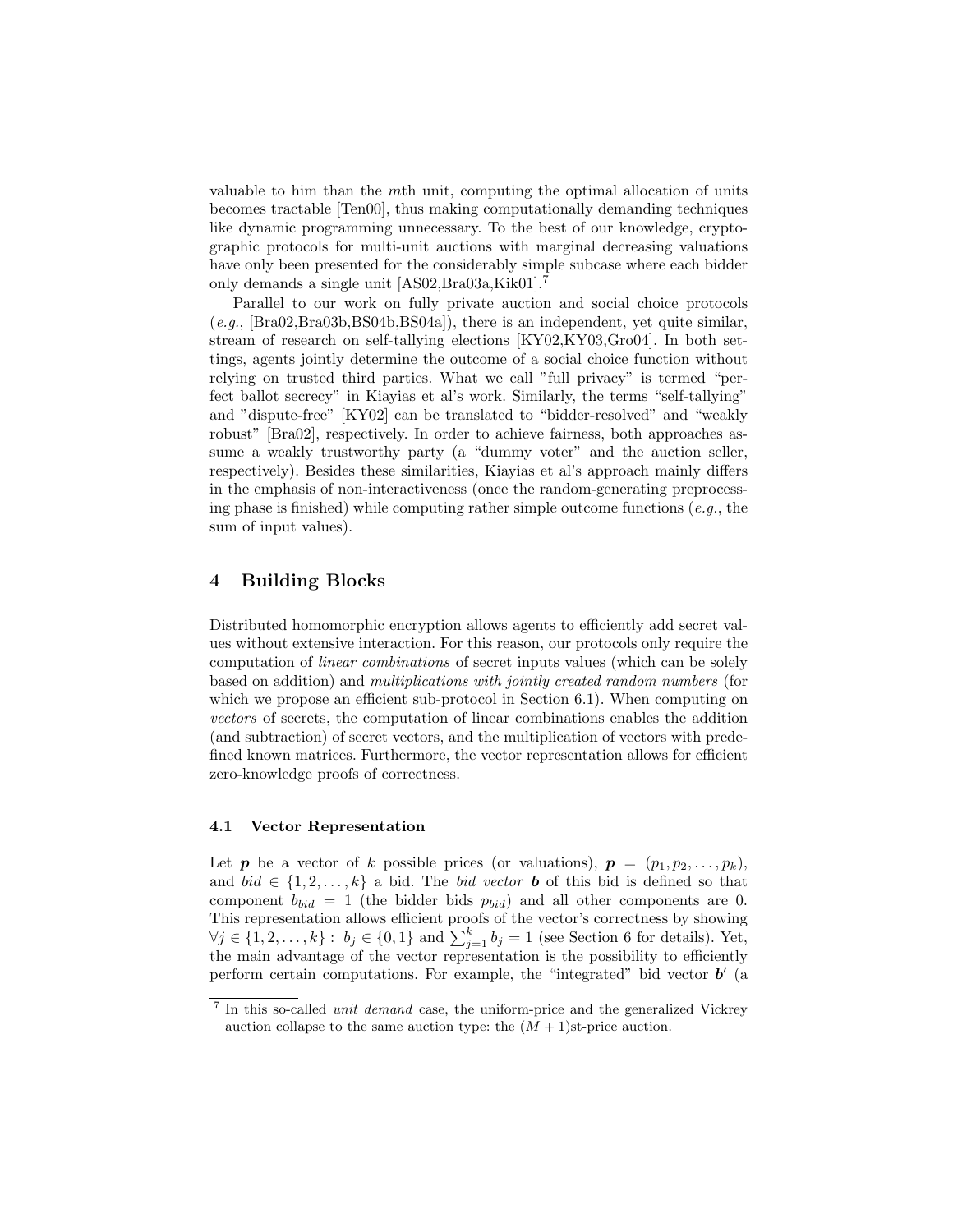valuable to him than the $m$th unit, computing the optimal allocation of units becomes tractable [Ten00], thus making computationally demanding techniques like dynamic programming unnecessary. To the best of our knowledge, cryptographic protocols for multi-unit auctions with marginal decreasing valuations have only been presented for the considerably simple subcase where each bidder only demands a single unit [AS02,Bra03a,Kik01].[7]

Parallel to our work on fully private auction and social choice protocols (*e.g.*, [Bra02,Bra03b,BS04b,BS04a]), there is an independent, yet quite similar, stream of research on self-tallying elections [KY02,KY03,Gro04]. In both settings, agents jointly determine the outcome of a social choice function without relying on trusted third parties. What we call "full privacy" is termed "perfect ballot secrecy" in Kiayias et al's work. Similarly, the terms "self-tallying" and "dispute-free" [KY02] can be translated to "bidder-resolved" and "weakly robust" [Bra02], respectively. In order to achieve fairness, both approaches assume a weakly trustworthy party (a "dummy voter" and the auction seller, respectively). Besides these similarities, Kiayias et al's approach mainly differs in the emphasis of non-interactiveness (once the random-generating preprocessing phase is finished) while computing rather simple outcome functions (*e.g.*, the sum of input values).

## 4 Building Blocks

Distributed homomorphic encryption allows agents to efficiently add secret values without extensive interaction. For this reason, our protocols only require the computation of *linear combinations* of secret inputs values (which can be solely based on addition) and *multiplications with jointly created random numbers* (for which we propose an efficient sub-protocol in Section 6.1). When computing on *vectors* of secrets, the computation of linear combinations enables the addition (and subtraction) of secret vectors, and the multiplication of vectors with predefined known matrices. Furthermore, the vector representation allows for efficient zero-knowledge proofs of correctness.

### 4.1 Vector Representation

Let $\boldsymbol{p}$ be a vector of $k$ possible prices (or valuations), $\boldsymbol{p} = (p_1, p_2, \ldots, p_k)$, and $bid \in \{1, 2, \ldots, k\}$ a bid. The *bid vector* $\boldsymbol{b}$ of this bid is defined so that component $b_{bid} = 1$ (the bidder bids $p_{bid}$) and all other components are 0. This representation allows efficient proofs of the vector's correctness by showing $\forall j \in \{1, 2, \ldots, k\} : \; b_j \in \{0, 1\}$ and $\sum_{j=1}^{k} b_j = 1$ (see Section 6 for details). Yet, the main advantage of the vector representation is the possibility to efficiently perform certain computations. For example, the "integrated" bid vector $\boldsymbol{b}'$ (a

[7] In this so-called *unit demand* case, the uniform-price and the generalized Vickrey auction collapse to the same auction type: the $(M + 1)$st-price auction.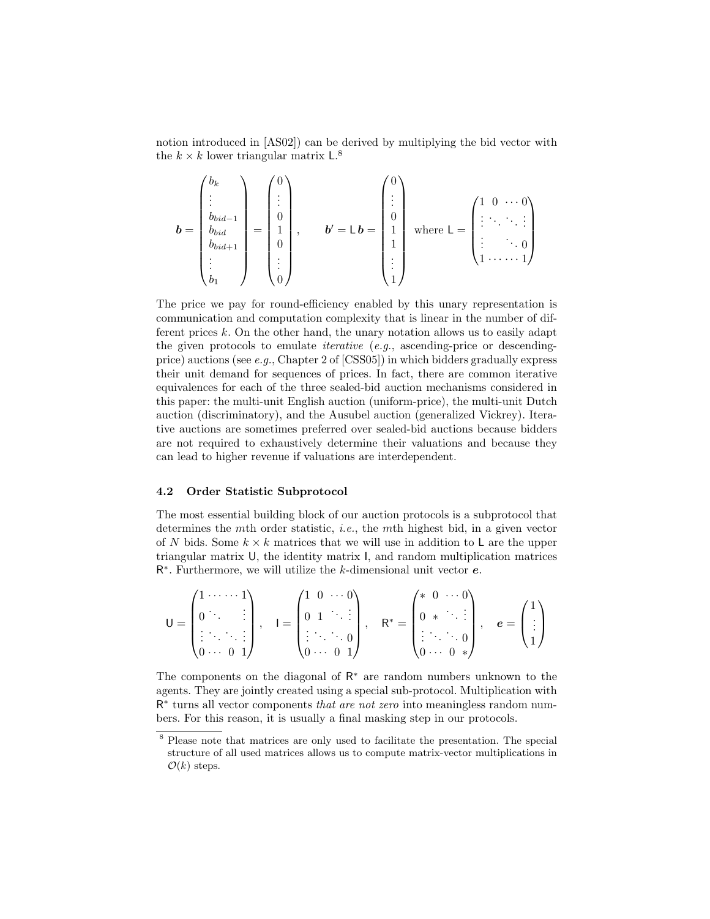notion introduced in [AS02]) can be derived by multiplying the bid vector with the $k \times k$ lower triangular matrix $\mathsf{L}$.[8]

$$
\boldsymbol{b} = \begin{pmatrix} b_k \\ \vdots \\ b_{bid-1} \\ b_{bid} \\ b_{bid+1} \\ \vdots \\ b_1 \end{pmatrix} = \begin{pmatrix} 0 \\ \vdots \\ 0 \\ 1 \\ 0 \\ \vdots \\ 0 \end{pmatrix}, \qquad \boldsymbol{b}' = \mathsf{L}\,\boldsymbol{b} = \begin{pmatrix} 0 \\ \vdots \\ 0 \\ 1 \\ 1 \\ \vdots \\ 1 \end{pmatrix} \text{ where } \mathsf{L} = \begin{pmatrix} 1 & 0 & \cdots & 0 \\ \vdots & \ddots & \ddots & \vdots \\ \vdots & & \ddots & 0 \\ 1 & \cdots & \cdots & 1 \end{pmatrix}
$$

The price we pay for round-efficiency enabled by this unary representation is communication and computation complexity that is linear in the number of different prices $k$. On the other hand, the unary notation allows us to easily adapt the given protocols to emulate *iterative* (*e.g.*, ascending-price or descending-price) auctions (see *e.g.*, Chapter 2 of [CSS05]) in which bidders gradually express their unit demand for sequences of prices. In fact, there are common iterative equivalences for each of the three sealed-bid auction mechanisms considered in this paper: the multi-unit English auction (uniform-price), the multi-unit Dutch auction (discriminatory), and the Ausubel auction (generalized Vickrey). Iterative auctions are sometimes preferred over sealed-bid auctions because bidders are not required to exhaustively determine their valuations and because they can lead to higher revenue if valuations are interdependent.

### 4.2 Order Statistic Subprotocol

The most essential building block of our auction protocols is a subprotocol that determines the $m$th order statistic, *i.e.*, the $m$th highest bid, in a given vector of $N$ bids. Some $k \times k$ matrices that we will use in addition to $\mathsf{L}$ are the upper triangular matrix $\mathsf{U}$, the identity matrix $\mathsf{I}$, and random multiplication matrices $\mathsf{R}^*$. Furthermore, we will utilize the $k$-dimensional unit vector $\boldsymbol{e}$.

$$
\mathsf{U} = \begin{pmatrix} 1 & \cdots & \cdots & 1 \\ 0 & \ddots & & \vdots \\ \vdots & \ddots & \ddots & \vdots \\ 0 & \cdots & 0 & 1 \end{pmatrix}, \quad \mathsf{I} = \begin{pmatrix} 1 & 0 & \cdots & 0 \\ 0 & 1 & \ddots & \vdots \\ \vdots & \ddots & \ddots & 0 \\ 0 & \cdots & 0 & 1 \end{pmatrix}, \quad \mathsf{R}^* = \begin{pmatrix} * & 0 & \cdots & 0 \\ 0 & * & \ddots & \vdots \\ \vdots & \ddots & \ddots & 0 \\ 0 & \cdots & 0 & * \end{pmatrix}, \quad \boldsymbol{e} = \begin{pmatrix} 1 \\ \vdots \\ 1 \end{pmatrix}
$$

The components on the diagonal of $\mathsf{R}^*$ are random numbers unknown to the agents. They are jointly created using a special sub-protocol. Multiplication with $\mathsf{R}^*$ turns all vector components *that are not zero* into meaningless random numbers. For this reason, it is usually a final masking step in our protocols.

[8] Please note that matrices are only used to facilitate the presentation. The special structure of all used matrices allows us to compute matrix-vector multiplications in $\mathcal{O}(k)$ steps.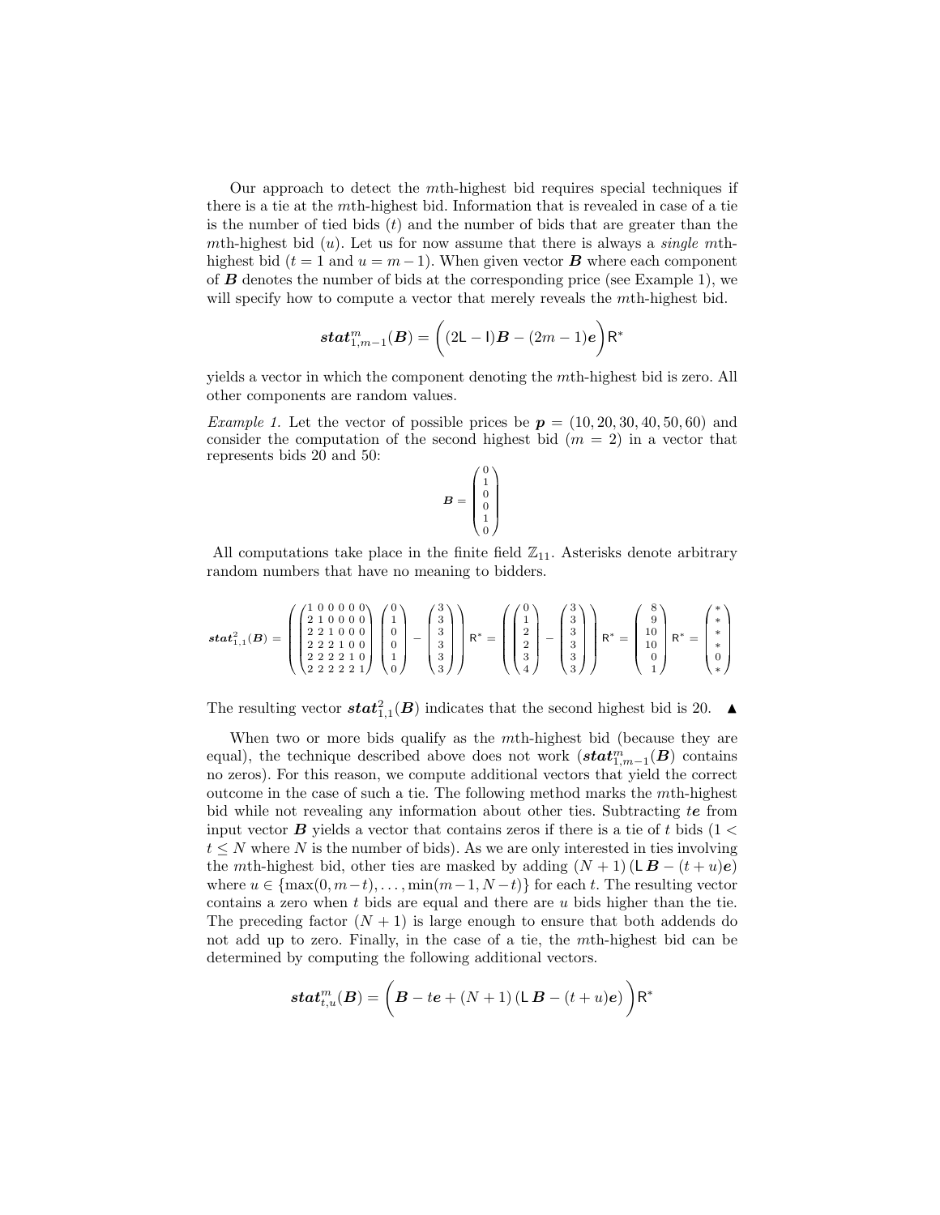Our approach to detect the $m$th-highest bid requires special techniques if there is a tie at the $m$th-highest bid. Information that is revealed in case of a tie is the number of tied bids ($t$) and the number of bids that are greater than the $m$th-highest bid ($u$). Let us for now assume that there is always a *single* $m$th-highest bid ($t = 1$ and $u = m - 1$). When given vector $\boldsymbol{B}$ where each component of $\boldsymbol{B}$ denotes the number of bids at the corresponding price (see Example 1), we will specify how to compute a vector that merely reveals the $m$th-highest bid.

$$\boldsymbol{stat}^m_{1,m-1}(\boldsymbol{B}) = \Big( (2\mathsf{L} - \mathsf{I})\boldsymbol{B} - (2m-1)\boldsymbol{e} \Big) \mathsf{R}^*$$

yields a vector in which the component denoting the $m$th-highest bid is zero. All other components are random values.

*Example 1.* Let the vector of possible prices be $\boldsymbol{p} = (10, 20, 30, 40, 50, 60)$ and consider the computation of the second highest bid ($m = 2$) in a vector that represents bids 20 and 50:

$$\boldsymbol{B} = \begin{pmatrix} 0 \\ 1 \\ 0 \\ 0 \\ 1 \\ 0 \end{pmatrix}$$

All computations take place in the finite field $\mathbb{Z}_{11}$. Asterisks denote arbitrary random numbers that have no meaning to bidders.

$$\boldsymbol{stat}^2_{1,1}(\boldsymbol{B}) = \left( \begin{pmatrix} 1&0&0&0&0&0 \\ 2&1&0&0&0&0 \\ 2&2&1&0&0&0 \\ 2&2&2&1&0&0 \\ 2&2&2&2&1&0 \\ 2&2&2&2&2&1 \end{pmatrix} \begin{pmatrix} 0 \\ 1 \\ 0 \\ 0 \\ 1 \\ 0 \end{pmatrix} - \begin{pmatrix} 3 \\ 3 \\ 3 \\ 3 \\ 3 \\ 3 \end{pmatrix} \right) \mathsf{R}^* = \left( \begin{pmatrix} 0 \\ 1 \\ 2 \\ 2 \\ 3 \\ 4 \end{pmatrix} - \begin{pmatrix} 3 \\ 3 \\ 3 \\ 3 \\ 3 \\ 3 \end{pmatrix} \right) \mathsf{R}^* = \begin{pmatrix} 8 \\ 9 \\ 10 \\ 10 \\ 0 \\ 1 \end{pmatrix} \mathsf{R}^* = \begin{pmatrix} * \\ * \\ * \\ * \\ 0 \\ * \end{pmatrix}$$

The resulting vector $\boldsymbol{stat}^2_{1,1}(\boldsymbol{B})$ indicates that the second highest bid is 20. ▲

When two or more bids qualify as the $m$th-highest bid (because they are equal), the technique described above does not work ($\boldsymbol{stat}^m_{1,m-1}(\boldsymbol{B})$ contains no zeros). For this reason, we compute additional vectors that yield the correct outcome in the case of such a tie. The following method marks the $m$th-highest bid while not revealing any information about other ties. Subtracting $t\boldsymbol{e}$ from input vector $\boldsymbol{B}$ yields a vector that contains zeros if there is a tie of $t$ bids ($1 < t \leq N$ where $N$ is the number of bids). As we are only interested in ties involving the $m$th-highest bid, other ties are masked by adding $(N+1)\left(\mathsf{L}\boldsymbol{B} - (t+u)\boldsymbol{e}\right)$ where $u \in \{\max(0, m-t), \ldots, \min(m-1, N-t)\}$ for each $t$. The resulting vector contains a zero when $t$ bids are equal and there are $u$ bids higher than the tie. The preceding factor $(N+1)$ is large enough to ensure that both addends do not add up to zero. Finally, in the case of a tie, the $m$th-highest bid can be determined by computing the following additional vectors.

$$\boldsymbol{stat}^m_{t,u}(\boldsymbol{B}) = \Big( \boldsymbol{B} - t\boldsymbol{e} + (N+1)\left(\mathsf{L}\,\boldsymbol{B} - (t+u)\boldsymbol{e}\right) \Big) \mathsf{R}^*$$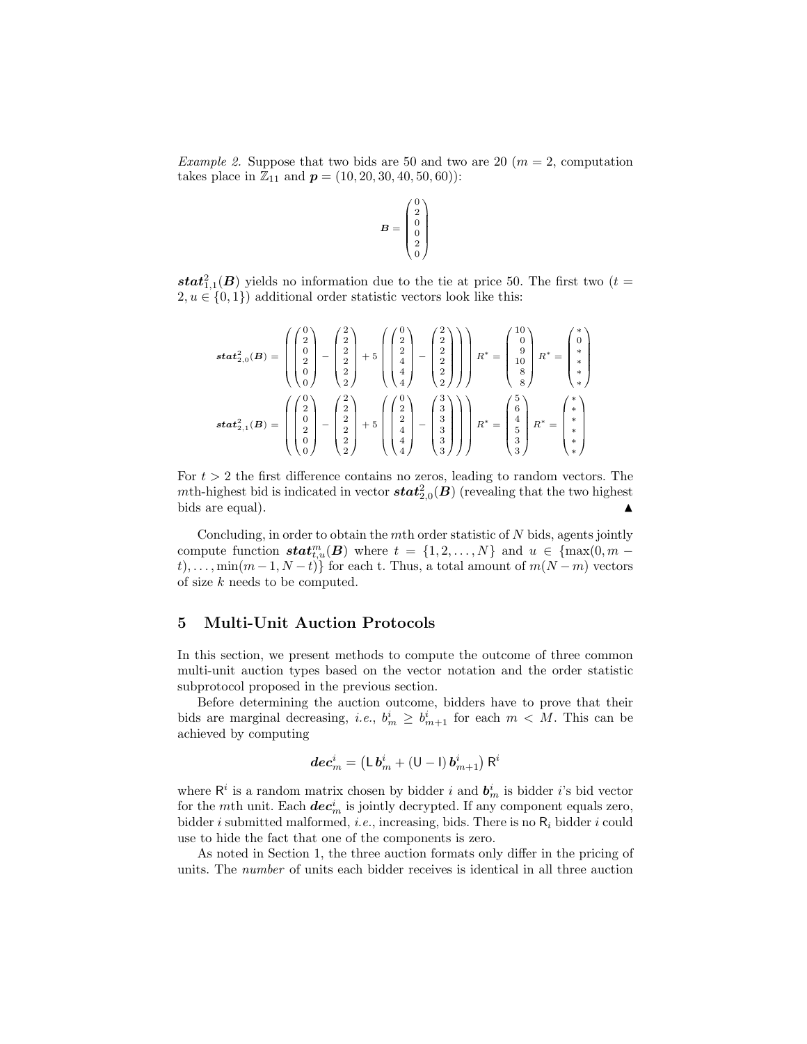*Example 2.* Suppose that two bids are 50 and two are 20 ($m = 2$, computation takes place in $\mathbb{Z}_{11}$ and $\boldsymbol{p} = (10, 20, 30, 40, 50, 60)$):

$$\boldsymbol{B} = \begin{pmatrix} 0 \\ 2 \\ 0 \\ 0 \\ 2 \\ 0 \end{pmatrix}$$

$\boldsymbol{stat}^2_{1,1}(\boldsymbol{B})$ yields no information due to the tie at price 50. The first two ($t = 2, u \in \{0, 1\}$) additional order statistic vectors look like this:

$$\boldsymbol{stat}^2_{2,0}(\boldsymbol{B}) = \left( \begin{pmatrix} 0 \\ 2 \\ 0 \\ 2 \\ 0 \\ 0 \end{pmatrix} - \begin{pmatrix} 2 \\ 2 \\ 2 \\ 2 \\ 2 \\ 2 \end{pmatrix} + 5 \left( \begin{pmatrix} 0 \\ 2 \\ 2 \\ 4 \\ 4 \\ 4 \end{pmatrix} - \begin{pmatrix} 2 \\ 2 \\ 2 \\ 2 \\ 2 \\ 2 \end{pmatrix} \right) \right) R^* = \begin{pmatrix} 10 \\ 0 \\ 9 \\ 10 \\ 8 \\ 8 \end{pmatrix} R^* = \begin{pmatrix} * \\ 0 \\ * \\ * \\ * \\ * \end{pmatrix}$$

$$\boldsymbol{stat}^2_{2,1}(\boldsymbol{B}) = \left( \begin{pmatrix} 0 \\ 2 \\ 0 \\ 2 \\ 0 \\ 0 \end{pmatrix} - \begin{pmatrix} 2 \\ 2 \\ 2 \\ 2 \\ 2 \\ 2 \end{pmatrix} + 5 \left( \begin{pmatrix} 0 \\ 2 \\ 2 \\ 4 \\ 4 \\ 4 \end{pmatrix} - \begin{pmatrix} 3 \\ 3 \\ 3 \\ 3 \\ 3 \\ 3 \end{pmatrix} \right) \right) R^* = \begin{pmatrix} 5 \\ 6 \\ 4 \\ 5 \\ 3 \\ 3 \end{pmatrix} R^* = \begin{pmatrix} * \\ * \\ * \\ * \\ * \\ * \end{pmatrix}$$

For $t > 2$ the first difference contains no zeros, leading to random vectors. The $m$th-highest bid is indicated in vector $\boldsymbol{stat}^2_{2,0}(\boldsymbol{B})$ (revealing that the two highest bids are equal). ▲

Concluding, in order to obtain the $m$th order statistic of $N$ bids, agents jointly compute function $\boldsymbol{stat}^m_{t,u}(\boldsymbol{B})$ where $t = \{1, 2, \dots, N\}$ and $u \in \{\max(0, m - t), \dots, \min(m - 1, N - t)\}$ for each t. Thus, a total amount of $m(N - m)$ vectors of size $k$ needs to be computed.

## 5 Multi-Unit Auction Protocols

In this section, we present methods to compute the outcome of three common multi-unit auction types based on the vector notation and the order statistic subprotocol proposed in the previous section.

Before determining the auction outcome, bidders have to prove that their bids are marginal decreasing, *i.e.*, $b^i_m \geq b^i_{m+1}$ for each $m < M$. This can be achieved by computing

$$\boldsymbol{dec}^i_m = \left( \mathsf{L}\, \boldsymbol{b}^i_m + (\mathsf{U} - \mathsf{I})\, \boldsymbol{b}^i_{m+1} \right) \mathsf{R}^i$$

where $\mathsf{R}^i$ is a random matrix chosen by bidder $i$ and $\boldsymbol{b}^i_m$ is bidder $i$'s bid vector for the $m$th unit. Each $\boldsymbol{dec}^i_m$ is jointly decrypted. If any component equals zero, bidder $i$ submitted malformed, *i.e.*, increasing, bids. There is no $\mathsf{R}_i$ bidder $i$ could use to hide the fact that one of the components is zero.

As noted in Section 1, the three auction formats only differ in the pricing of units. The *number* of units each bidder receives is identical in all three auction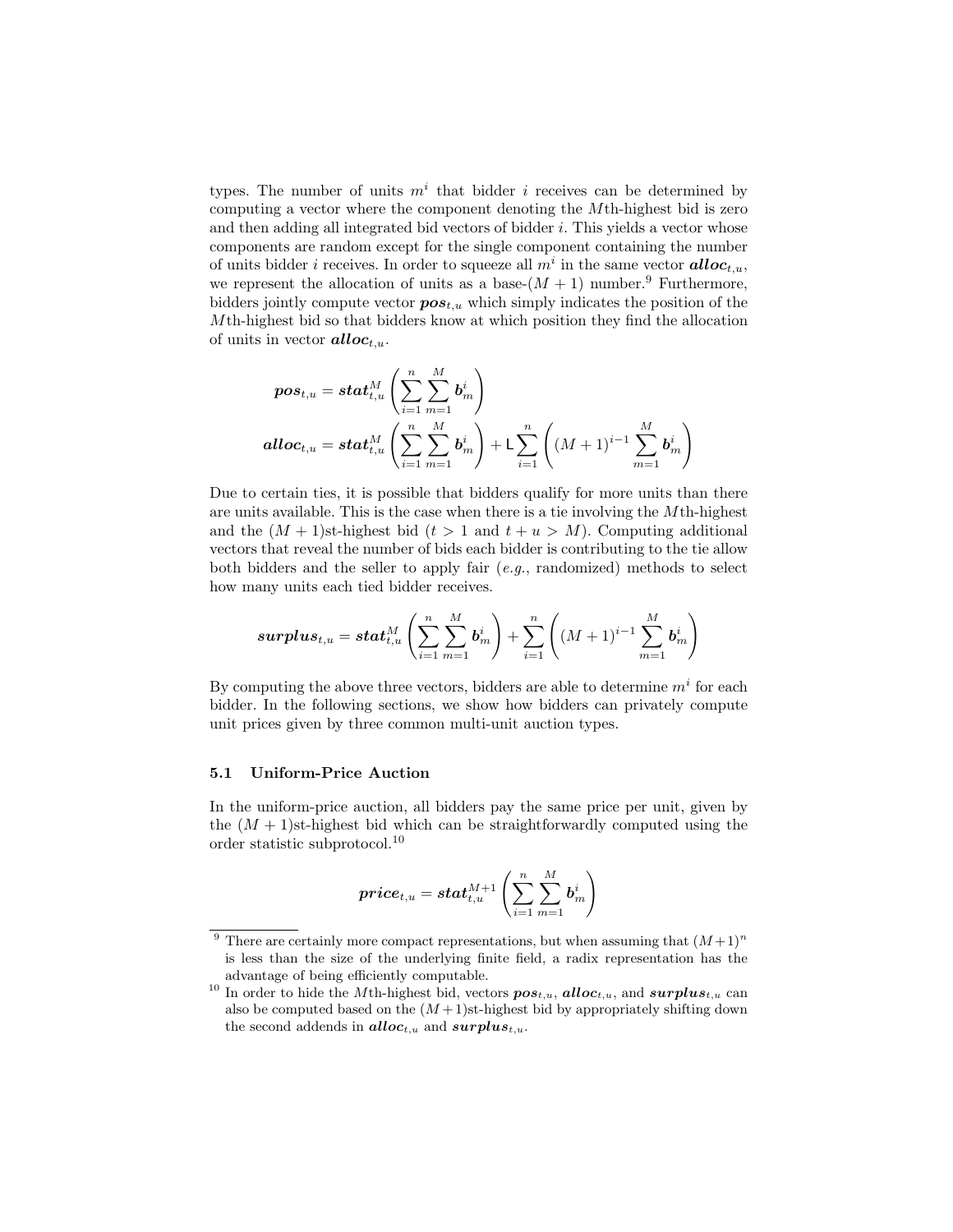types. The number of units $m^i$ that bidder $i$ receives can be determined by computing a vector where the component denoting the $M$th-highest bid is zero and then adding all integrated bid vectors of bidder $i$. This yields a vector whose components are random except for the single component containing the number of units bidder $i$ receives. In order to squeeze all $m^i$ in the same vector $\boldsymbol{alloc}_{t,u}$, we represent the allocation of units as a base-$(M+1)$ number.[9] Furthermore, bidders jointly compute vector $\boldsymbol{pos}_{t,u}$ which simply indicates the position of the $M$th-highest bid so that bidders know at which position they find the allocation of units in vector $\boldsymbol{alloc}_{t,u}$.

$$\boldsymbol{pos}_{t,u} = \boldsymbol{stat}^{M}_{t,u}\left(\sum_{i=1}^{n}\sum_{m=1}^{M}\boldsymbol{b}^{i}_{m}\right)$$

$$\boldsymbol{alloc}_{t,u} = \boldsymbol{stat}^{M}_{t,u}\left(\sum_{i=1}^{n}\sum_{m=1}^{M}\boldsymbol{b}^{i}_{m}\right) + \mathsf{L}\sum_{i=1}^{n}\left((M+1)^{i-1}\sum_{m=1}^{M}\boldsymbol{b}^{i}_{m}\right)$$

Due to certain ties, it is possible that bidders qualify for more units than there are units available. This is the case when there is a tie involving the $M$th-highest and the $(M+1)$st-highest bid ($t > 1$ and $t+u > M$). Computing additional vectors that reveal the number of bids each bidder is contributing to the tie allow both bidders and the seller to apply fair (*e.g.*, randomized) methods to select how many units each tied bidder receives.

$$\boldsymbol{surplus}_{t,u} = \boldsymbol{stat}^{M}_{t,u}\left(\sum_{i=1}^{n}\sum_{m=1}^{M}\boldsymbol{b}^{i}_{m}\right) + \sum_{i=1}^{n}\left((M+1)^{i-1}\sum_{m=1}^{M}\boldsymbol{b}^{i}_{m}\right)$$

By computing the above three vectors, bidders are able to determine $m^i$ for each bidder. In the following sections, we show how bidders can privately compute unit prices given by three common multi-unit auction types.

### 5.1 Uniform-Price Auction

In the uniform-price auction, all bidders pay the same price per unit, given by the $(M+1)$st-highest bid which can be straightforwardly computed using the order statistic subprotocol.[10]

$$\boldsymbol{price}_{t,u} = \boldsymbol{stat}^{M+1}_{t,u}\left(\sum_{i=1}^{n}\sum_{m=1}^{M}\boldsymbol{b}^{i}_{m}\right)$$

[9] There are certainly more compact representations, but when assuming that $(M+1)^n$ is less than the size of the underlying finite field, a radix representation has the advantage of being efficiently computable.

[10] In order to hide the $M$th-highest bid, vectors $\boldsymbol{pos}_{t,u}$, $\boldsymbol{alloc}_{t,u}$, and $\boldsymbol{surplus}_{t,u}$ can also be computed based on the $(M+1)$st-highest bid by appropriately shifting down the second addends in $\boldsymbol{alloc}_{t,u}$ and $\boldsymbol{surplus}_{t,u}$.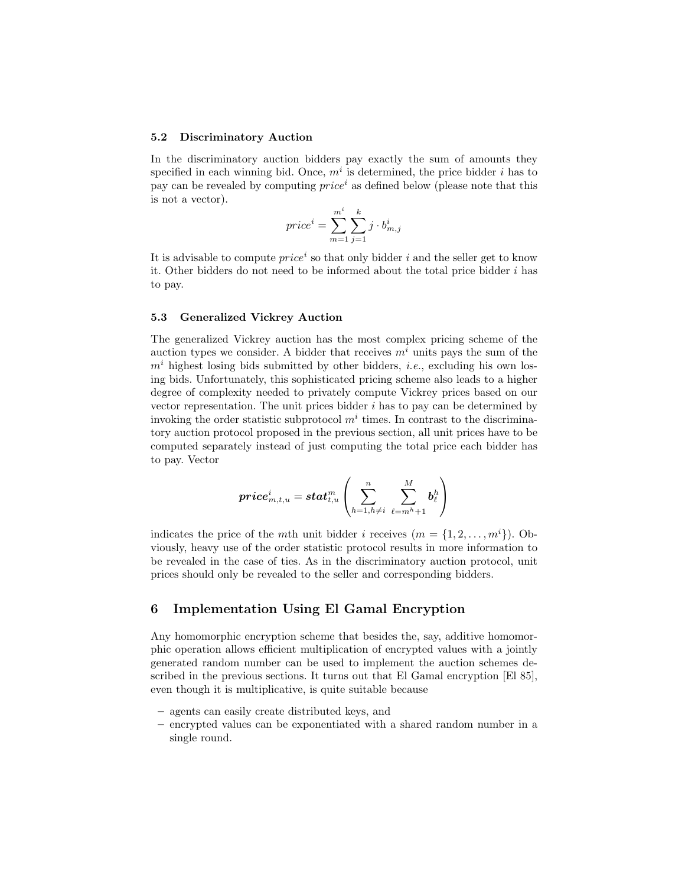### 5.2 Discriminatory Auction

In the discriminatory auction bidders pay exactly the sum of amounts they specified in each winning bid. Once, $m^i$ is determined, the price bidder $i$ has to pay can be revealed by computing $price^i$ as defined below (please note that this is not a vector).

$$price^i = \sum_{m=1}^{m^i} \sum_{j=1}^{k} j \cdot b^i_{m,j}$$

It is advisable to compute $price^i$ so that only bidder $i$ and the seller get to know it. Other bidders do not need to be informed about the total price bidder $i$ has to pay.

### 5.3 Generalized Vickrey Auction

The generalized Vickrey auction has the most complex pricing scheme of the auction types we consider. A bidder that receives $m^i$ units pays the sum of the $m^i$ highest losing bids submitted by other bidders, *i.e.*, excluding his own losing bids. Unfortunately, this sophisticated pricing scheme also leads to a higher degree of complexity needed to privately compute Vickrey prices based on our vector representation. The unit prices bidder $i$ has to pay can be determined by invoking the order statistic subprotocol $m^i$ times. In contrast to the discriminatory auction protocol proposed in the previous section, all unit prices have to be computed separately instead of just computing the total price each bidder has to pay. Vector

$$\boldsymbol{price}^i_{m,t,u} = \boldsymbol{stat}^m_{t,u}\left(\sum_{h=1,h\neq i}^{n} \sum_{\ell=m^h+1}^{M} \boldsymbol{b}^h_\ell\right)$$

indicates the price of the $m$th unit bidder $i$ receives ($m = \{1, 2, \ldots, m^i\}$). Obviously, heavy use of the order statistic protocol results in more information to be revealed in the case of ties. As in the discriminatory auction protocol, unit prices should only be revealed to the seller and corresponding bidders.

## 6 Implementation Using El Gamal Encryption

Any homomorphic encryption scheme that besides the, say, additive homomorphic operation allows efficient multiplication of encrypted values with a jointly generated random number can be used to implement the auction schemes described in the previous sections. It turns out that El Gamal encryption [El 85], even though it is multiplicative, is quite suitable because

- agents can easily create distributed keys, and
- encrypted values can be exponentiated with a shared random number in a single round.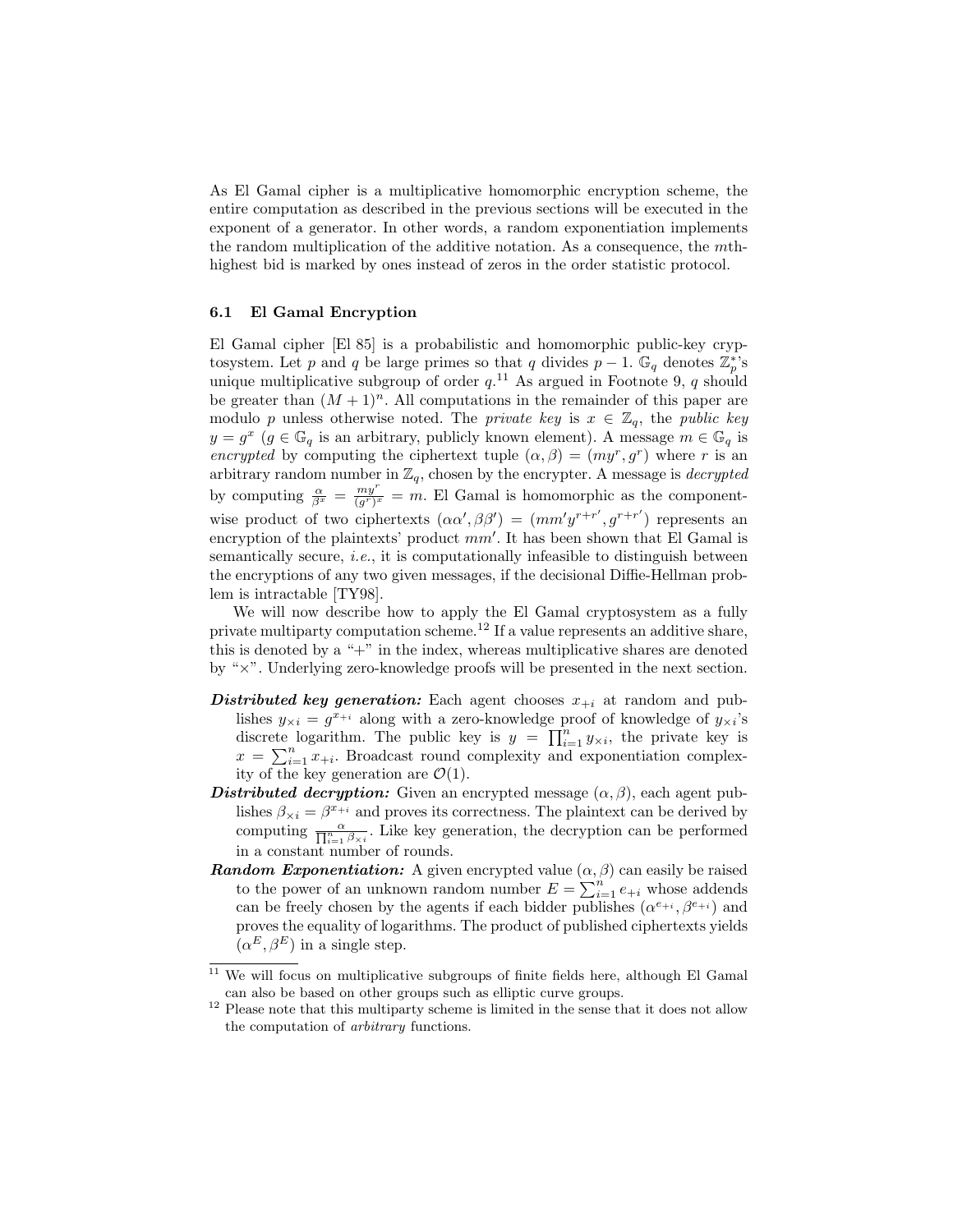As El Gamal cipher is a multiplicative homomorphic encryption scheme, the entire computation as described in the previous sections will be executed in the exponent of a generator. In other words, a random exponentiation implements the random multiplication of the additive notation. As a consequence, the $m$th-highest bid is marked by ones instead of zeros in the order statistic protocol.

### 6.1 El Gamal Encryption

El Gamal cipher [El 85] is a probabilistic and homomorphic public-key cryptosystem. Let $p$ and $q$ be large primes so that $q$ divides $p-1$. $\mathbb{G}_q$ denotes $\mathbb{Z}_p^*$'s unique multiplicative subgroup of order $q$.[11] As argued in Footnote 9, $q$ should be greater than $(M+1)^n$. All computations in the remainder of this paper are modulo $p$ unless otherwise noted. The *private key* is $x \in \mathbb{Z}_q$, the *public key* $y = g^x$ ($g \in \mathbb{G}_q$ is an arbitrary, publicly known element). A message $m \in \mathbb{G}_q$ is *encrypted* by computing the ciphertext tuple $(\alpha, \beta) = (my^r, g^r)$ where $r$ is an arbitrary random number in $\mathbb{Z}_q$, chosen by the encrypter. A message is *decrypted* by computing $\frac{\alpha}{\beta^x} = \frac{my^r}{(g^r)^x} = m$. El Gamal is homomorphic as the component-wise product of two ciphertexts $(\alpha\alpha', \beta\beta') = (mm'y^{r+r'}, g^{r+r'})$ represents an encryption of the plaintexts' product $mm'$. It has been shown that El Gamal is semantically secure, *i.e.*, it is computationally infeasible to distinguish between the encryptions of any two given messages, if the decisional Diffie-Hellman problem is intractable [TY98].

We will now describe how to apply the El Gamal cryptosystem as a fully private multiparty computation scheme.[12] If a value represents an additive share, this is denoted by a "+" in the index, whereas multiplicative shares are denoted by "×". Underlying zero-knowledge proofs will be presented in the next section.

- ***Distributed key generation:*** Each agent chooses $x_{+i}$ at random and publishes $y_{\times i} = g^{x_{+i}}$ along with a zero-knowledge proof of knowledge of $y_{\times i}$'s discrete logarithm. The public key is $y = \prod_{i=1}^{n} y_{\times i}$, the private key is $x = \sum_{i=1}^{n} x_{+i}$. Broadcast round complexity and exponentiation complexity of the key generation are $\mathcal{O}(1)$.
- ***Distributed decryption:*** Given an encrypted message $(\alpha, \beta)$, each agent publishes $\beta_{\times i} = \beta^{x_{+i}}$ and proves its correctness. The plaintext can be derived by computing $\frac{\alpha}{\prod_{i=1}^{n} \beta_{\times i}}$. Like key generation, the decryption can be performed in a constant number of rounds.
- ***Random Exponentiation:*** A given encrypted value $(\alpha, \beta)$ can easily be raised to the power of an unknown random number $E = \sum_{i=1}^{n} e_{+i}$ whose addends can be freely chosen by the agents if each bidder publishes $(\alpha^{e_{+i}}, \beta^{e_{+i}})$ and proves the equality of logarithms. The product of published ciphertexts yields $(\alpha^E, \beta^E)$ in a single step.

---

[11] We will focus on multiplicative subgroups of finite fields here, although El Gamal can also be based on other groups such as elliptic curve groups.

[12] Please note that this multiparty scheme is limited in the sense that it does not allow the computation of *arbitrary* functions.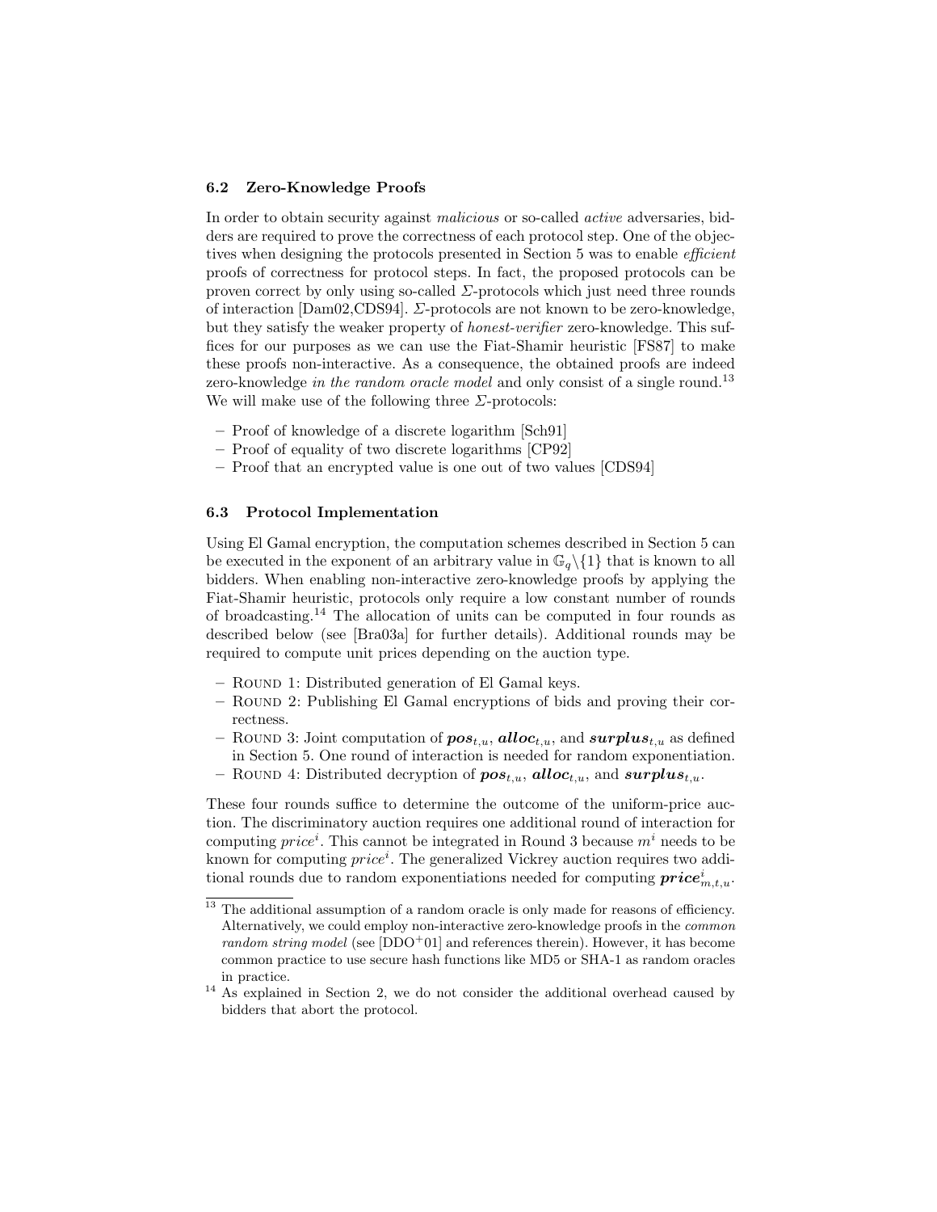### 6.2 Zero-Knowledge Proofs

In order to obtain security against *malicious* or so-called *active* adversaries, bidders are required to prove the correctness of each protocol step. One of the objectives when designing the protocols presented in Section 5 was to enable *efficient* proofs of correctness for protocol steps. In fact, the proposed protocols can be proven correct by only using so-called $\Sigma$-protocols which just need three rounds of interaction [Dam02,CDS94]. $\Sigma$-protocols are not known to be zero-knowledge, but they satisfy the weaker property of *honest-verifier* zero-knowledge. This suffices for our purposes as we can use the Fiat-Shamir heuristic [FS87] to make these proofs non-interactive. As a consequence, the obtained proofs are indeed zero-knowledge *in the random oracle model* and only consist of a single round.[13] We will make use of the following three $\Sigma$-protocols:

- Proof of knowledge of a discrete logarithm [Sch91]
- Proof of equality of two discrete logarithms [CP92]
- Proof that an encrypted value is one out of two values [CDS94]

### 6.3 Protocol Implementation

Using El Gamal encryption, the computation schemes described in Section 5 can be executed in the exponent of an arbitrary value in $\mathbb{G}_q \backslash \{1\}$ that is known to all bidders. When enabling non-interactive zero-knowledge proofs by applying the Fiat-Shamir heuristic, protocols only require a low constant number of rounds of broadcasting.[14] The allocation of units can be computed in four rounds as described below (see [Bra03a] for further details). Additional rounds may be required to compute unit prices depending on the auction type.

- Round 1: Distributed generation of El Gamal keys.
- Round 2: Publishing El Gamal encryptions of bids and proving their correctness.
- Round 3: Joint computation of $\boldsymbol{pos}_{t,u}$, $\boldsymbol{alloc}_{t,u}$, and $\boldsymbol{surplus}_{t,u}$ as defined in Section 5. One round of interaction is needed for random exponentiation.
- Round 4: Distributed decryption of $\boldsymbol{pos}_{t,u}$, $\boldsymbol{alloc}_{t,u}$, and $\boldsymbol{surplus}_{t,u}$.

These four rounds suffice to determine the outcome of the uniform-price auction. The discriminatory auction requires one additional round of interaction for computing $price^i$. This cannot be integrated in Round 3 because $m^i$ needs to be known for computing $price^i$. The generalized Vickrey auction requires two additional rounds due to random exponentiations needed for computing $\boldsymbol{price}^i_{m,t,u}$.

[13] The additional assumption of a random oracle is only made for reasons of efficiency. Alternatively, we could employ non-interactive zero-knowledge proofs in the *common random string model* (see [DDO+01] and references therein). However, it has become common practice to use secure hash functions like MD5 or SHA-1 as random oracles in practice.

[14] As explained in Section 2, we do not consider the additional overhead caused by bidders that abort the protocol.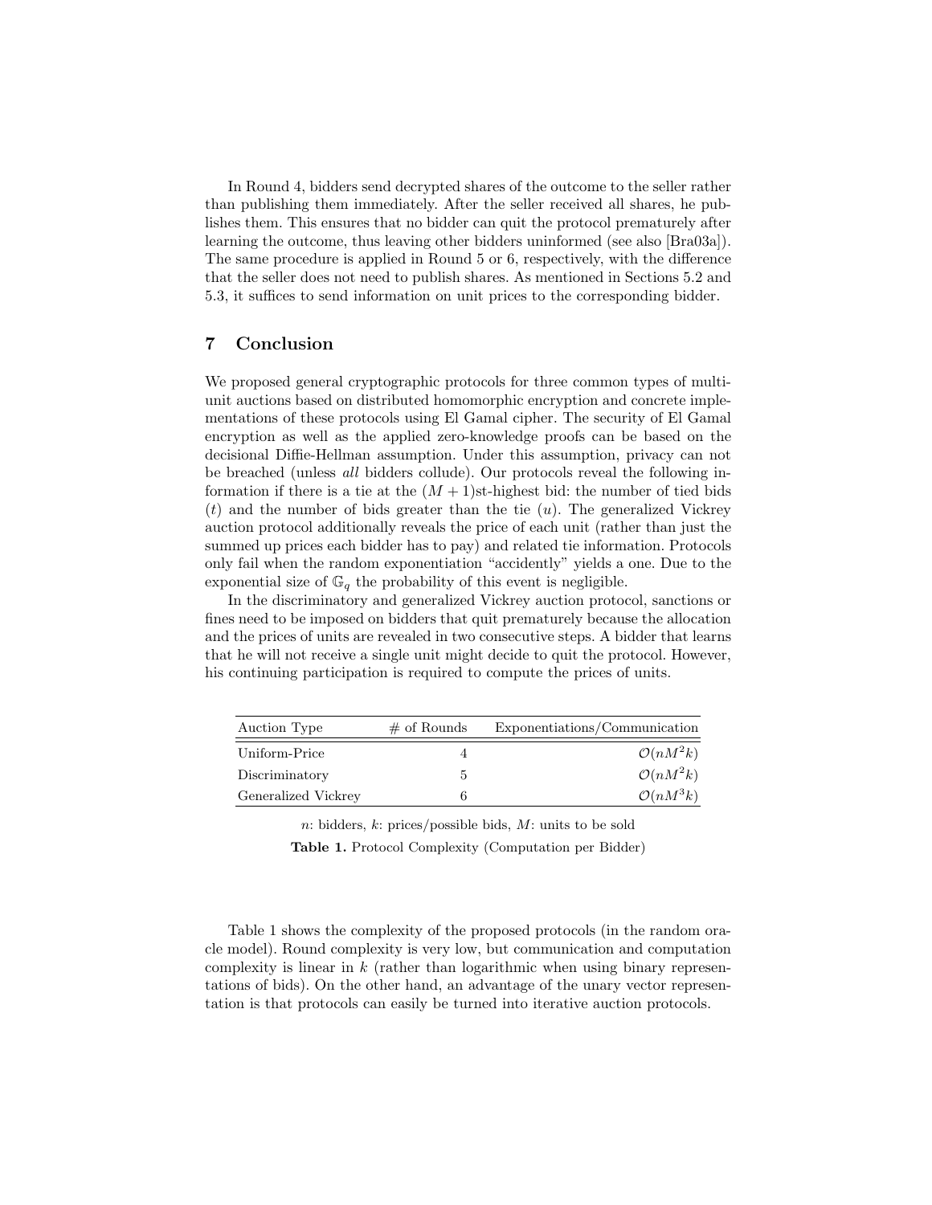In Round 4, bidders send decrypted shares of the outcome to the seller rather than publishing them immediately. After the seller received all shares, he publishes them. This ensures that no bidder can quit the protocol prematurely after learning the outcome, thus leaving other bidders uninformed (see also [Bra03a]). The same procedure is applied in Round 5 or 6, respectively, with the difference that the seller does not need to publish shares. As mentioned in Sections 5.2 and 5.3, it suffices to send information on unit prices to the corresponding bidder.

## 7 Conclusion

We proposed general cryptographic protocols for three common types of multi-unit auctions based on distributed homomorphic encryption and concrete implementations of these protocols using El Gamal cipher. The security of El Gamal encryption as well as the applied zero-knowledge proofs can be based on the decisional Diffie-Hellman assumption. Under this assumption, privacy can not be breached (unless *all* bidders collude). Our protocols reveal the following information if there is a tie at the $(M+1)$st-highest bid: the number of tied bids $(t)$ and the number of bids greater than the tie $(u)$. The generalized Vickrey auction protocol additionally reveals the price of each unit (rather than just the summed up prices each bidder has to pay) and related tie information. Protocols only fail when the random exponentiation "accidently" yields a one. Due to the exponential size of $\mathbb{G}_q$ the probability of this event is negligible.

In the discriminatory and generalized Vickrey auction protocol, sanctions or fines need to be imposed on bidders that quit prematurely because the allocation and the prices of units are revealed in two consecutive steps. A bidder that learns that he will not receive a single unit might decide to quit the protocol. However, his continuing participation is required to compute the prices of units.

| Auction Type | # of Rounds | Exponentiations/Communication |
|---|---|---|
| Uniform-Price | 4 | $\mathcal{O}(nM^2k)$ |
| Discriminatory | 5 | $\mathcal{O}(nM^2k)$ |
| Generalized Vickrey | 6 | $\mathcal{O}(nM^3k)$ |

$n$: bidders, $k$: prices/possible bids, $M$: units to be sold

**Table 1.** Protocol Complexity (Computation per Bidder)

Table 1 shows the complexity of the proposed protocols (in the random oracle model). Round complexity is very low, but communication and computation complexity is linear in $k$ (rather than logarithmic when using binary representations of bids). On the other hand, an advantage of the unary vector representation is that protocols can easily be turned into iterative auction protocols.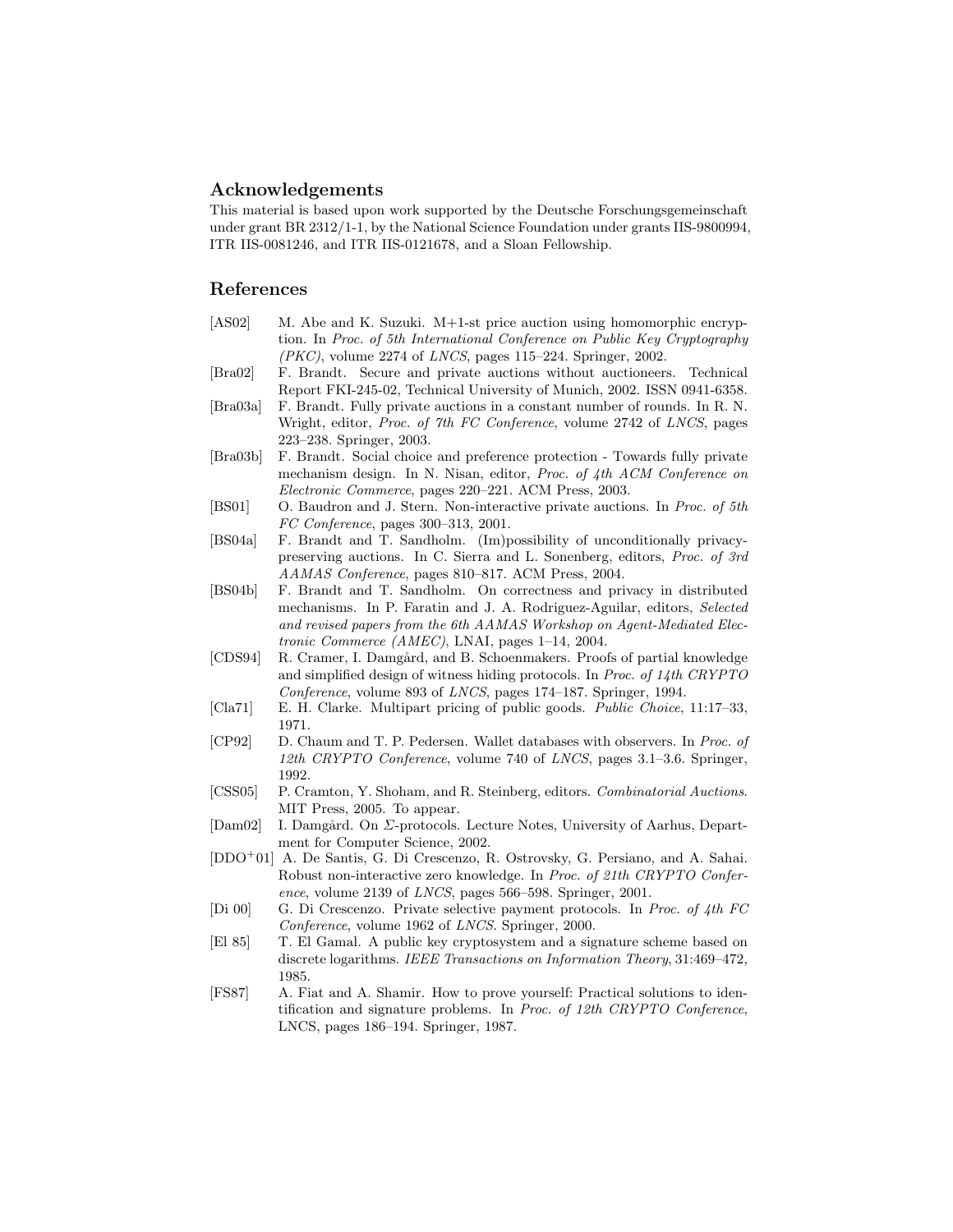## Acknowledgements

This material is based upon work supported by the Deutsche Forschungsgemeinschaft under grant BR 2312/1-1, by the National Science Foundation under grants IIS-9800994, ITR IIS-0081246, and ITR IIS-0121678, and a Sloan Fellowship.

## References

[AS02] M. Abe and K. Suzuki. M+1-st price auction using homomorphic encryption. In *Proc. of 5th International Conference on Public Key Cryptography (PKC)*, volume 2274 of *LNCS*, pages 115–224. Springer, 2002.

[Bra02] F. Brandt. Secure and private auctions without auctioneers. Technical Report FKI-245-02, Technical University of Munich, 2002. ISSN 0941-6358.

[Bra03a] F. Brandt. Fully private auctions in a constant number of rounds. In R. N. Wright, editor, *Proc. of 7th FC Conference*, volume 2742 of *LNCS*, pages 223–238. Springer, 2003.

[Bra03b] F. Brandt. Social choice and preference protection - Towards fully private mechanism design. In N. Nisan, editor, *Proc. of 4th ACM Conference on Electronic Commerce*, pages 220–221. ACM Press, 2003.

[BS01] O. Baudron and J. Stern. Non-interactive private auctions. In *Proc. of 5th FC Conference*, pages 300–313, 2001.

[BS04a] F. Brandt and T. Sandholm. (Im)possibility of unconditionally privacy-preserving auctions. In C. Sierra and L. Sonenberg, editors, *Proc. of 3rd AAMAS Conference*, pages 810–817. ACM Press, 2004.

[BS04b] F. Brandt and T. Sandholm. On correctness and privacy in distributed mechanisms. In P. Faratin and J. A. Rodriguez-Aguilar, editors, *Selected and revised papers from the 6th AAMAS Workshop on Agent-Mediated Electronic Commerce (AMEC)*, LNAI, pages 1–14, 2004.

[CDS94] R. Cramer, I. Damgård, and B. Schoenmakers. Proofs of partial knowledge and simplified design of witness hiding protocols. In *Proc. of 14th CRYPTO Conference*, volume 893 of *LNCS*, pages 174–187. Springer, 1994.

[Cla71] E. H. Clarke. Multipart pricing of public goods. *Public Choice*, 11:17–33, 1971.

[CP92] D. Chaum and T. P. Pedersen. Wallet databases with observers. In *Proc. of 12th CRYPTO Conference*, volume 740 of *LNCS*, pages 3.1–3.6. Springer, 1992.

[CSS05] P. Cramton, Y. Shoham, and R. Steinberg, editors. *Combinatorial Auctions*. MIT Press, 2005. To appear.

[Dam02] I. Damgård. On $\Sigma$-protocols. Lecture Notes, University of Aarhus, Department for Computer Science, 2002.

[DDO+01] A. De Santis, G. Di Crescenzo, R. Ostrovsky, G. Persiano, and A. Sahai. Robust non-interactive zero knowledge. In *Proc. of 21th CRYPTO Conference*, volume 2139 of *LNCS*, pages 566–598. Springer, 2001.

[Di 00] G. Di Crescenzo. Private selective payment protocols. In *Proc. of 4th FC Conference*, volume 1962 of *LNCS*. Springer, 2000.

[El 85] T. El Gamal. A public key cryptosystem and a signature scheme based on discrete logarithms. *IEEE Transactions on Information Theory*, 31:469–472, 1985.

[FS87] A. Fiat and A. Shamir. How to prove yourself: Practical solutions to identification and signature problems. In *Proc. of 12th CRYPTO Conference*, LNCS, pages 186–194. Springer, 1987.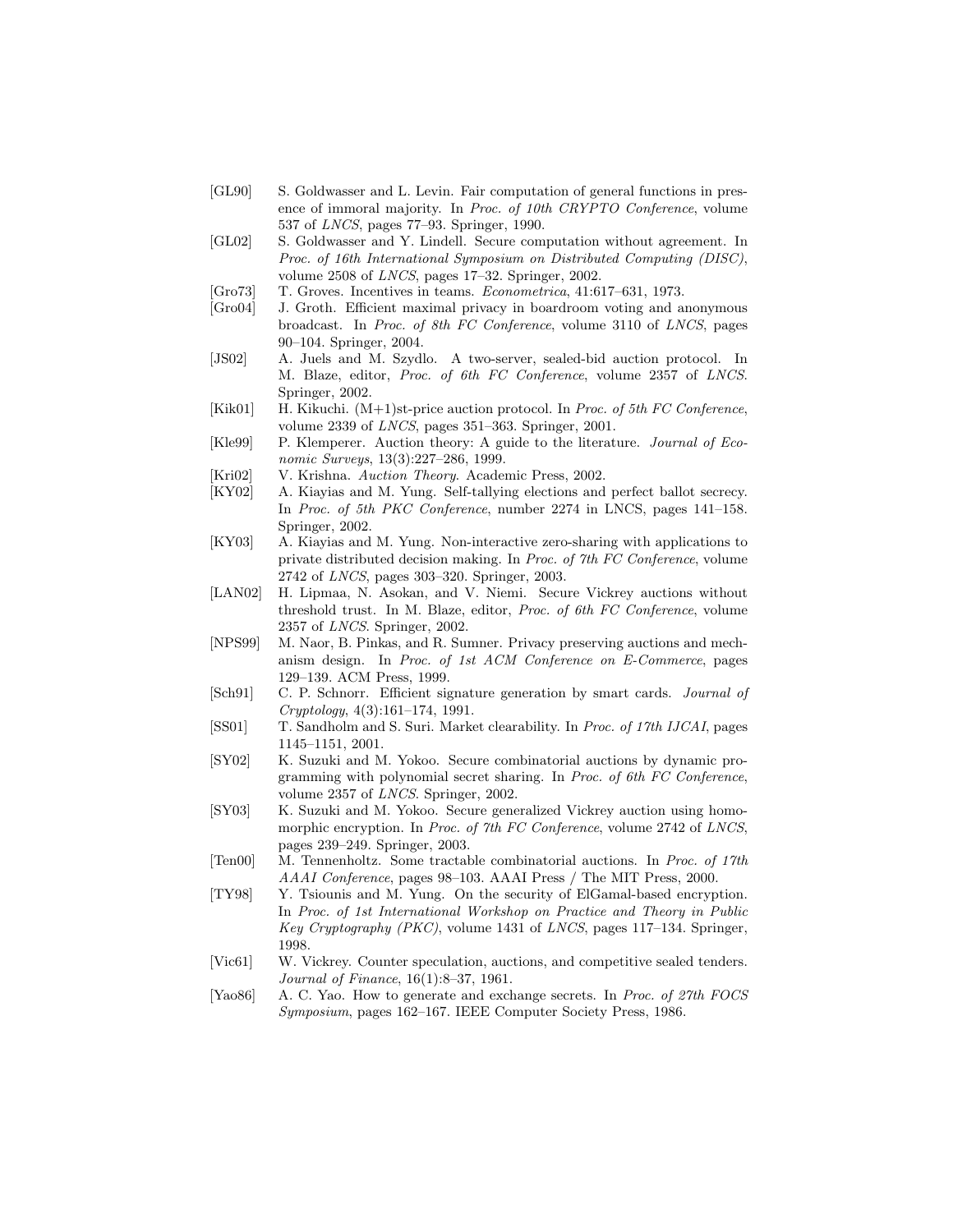[GL90] S. Goldwasser and L. Levin. Fair computation of general functions in presence of immoral majority. In *Proc. of 10th CRYPTO Conference*, volume 537 of *LNCS*, pages 77–93. Springer, 1990.

[GL02] S. Goldwasser and Y. Lindell. Secure computation without agreement. In *Proc. of 16th International Symposium on Distributed Computing (DISC)*, volume 2508 of *LNCS*, pages 17–32. Springer, 2002.

[Gro73] T. Groves. Incentives in teams. *Econometrica*, 41:617–631, 1973.

[Gro04] J. Groth. Efficient maximal privacy in boardroom voting and anonymous broadcast. In *Proc. of 8th FC Conference*, volume 3110 of *LNCS*, pages 90–104. Springer, 2004.

[JS02] A. Juels and M. Szydlo. A two-server, sealed-bid auction protocol. In M. Blaze, editor, *Proc. of 6th FC Conference*, volume 2357 of *LNCS*. Springer, 2002.

[Kik01] H. Kikuchi. (M+1)st-price auction protocol. In *Proc. of 5th FC Conference*, volume 2339 of *LNCS*, pages 351–363. Springer, 2001.

[Kle99] P. Klemperer. Auction theory: A guide to the literature. *Journal of Economic Surveys*, 13(3):227–286, 1999.

[Kri02] V. Krishna. *Auction Theory*. Academic Press, 2002.

[KY02] A. Kiayias and M. Yung. Self-tallying elections and perfect ballot secrecy. In *Proc. of 5th PKC Conference*, number 2274 in LNCS, pages 141–158. Springer, 2002.

[KY03] A. Kiayias and M. Yung. Non-interactive zero-sharing with applications to private distributed decision making. In *Proc. of 7th FC Conference*, volume 2742 of *LNCS*, pages 303–320. Springer, 2003.

[LAN02] H. Lipmaa, N. Asokan, and V. Niemi. Secure Vickrey auctions without threshold trust. In M. Blaze, editor, *Proc. of 6th FC Conference*, volume 2357 of *LNCS*. Springer, 2002.

[NPS99] M. Naor, B. Pinkas, and R. Sumner. Privacy preserving auctions and mechanism design. In *Proc. of 1st ACM Conference on E-Commerce*, pages 129–139. ACM Press, 1999.

[Sch91] C. P. Schnorr. Efficient signature generation by smart cards. *Journal of Cryptology*, 4(3):161–174, 1991.

[SS01] T. Sandholm and S. Suri. Market clearability. In *Proc. of 17th IJCAI*, pages 1145–1151, 2001.

[SY02] K. Suzuki and M. Yokoo. Secure combinatorial auctions by dynamic programming with polynomial secret sharing. In *Proc. of 6th FC Conference*, volume 2357 of *LNCS*. Springer, 2002.

[SY03] K. Suzuki and M. Yokoo. Secure generalized Vickrey auction using homomorphic encryption. In *Proc. of 7th FC Conference*, volume 2742 of *LNCS*, pages 239–249. Springer, 2003.

[Ten00] M. Tennenholtz. Some tractable combinatorial auctions. In *Proc. of 17th AAAI Conference*, pages 98–103. AAAI Press / The MIT Press, 2000.

[TY98] Y. Tsiounis and M. Yung. On the security of ElGamal-based encryption. In *Proc. of 1st International Workshop on Practice and Theory in Public Key Cryptography (PKC)*, volume 1431 of *LNCS*, pages 117–134. Springer, 1998.

[Vic61] W. Vickrey. Counter speculation, auctions, and competitive sealed tenders. *Journal of Finance*, 16(1):8–37, 1961.

[Yao86] A. C. Yao. How to generate and exchange secrets. In *Proc. of 27th FOCS Symposium*, pages 162–167. IEEE Computer Society Press, 1986.